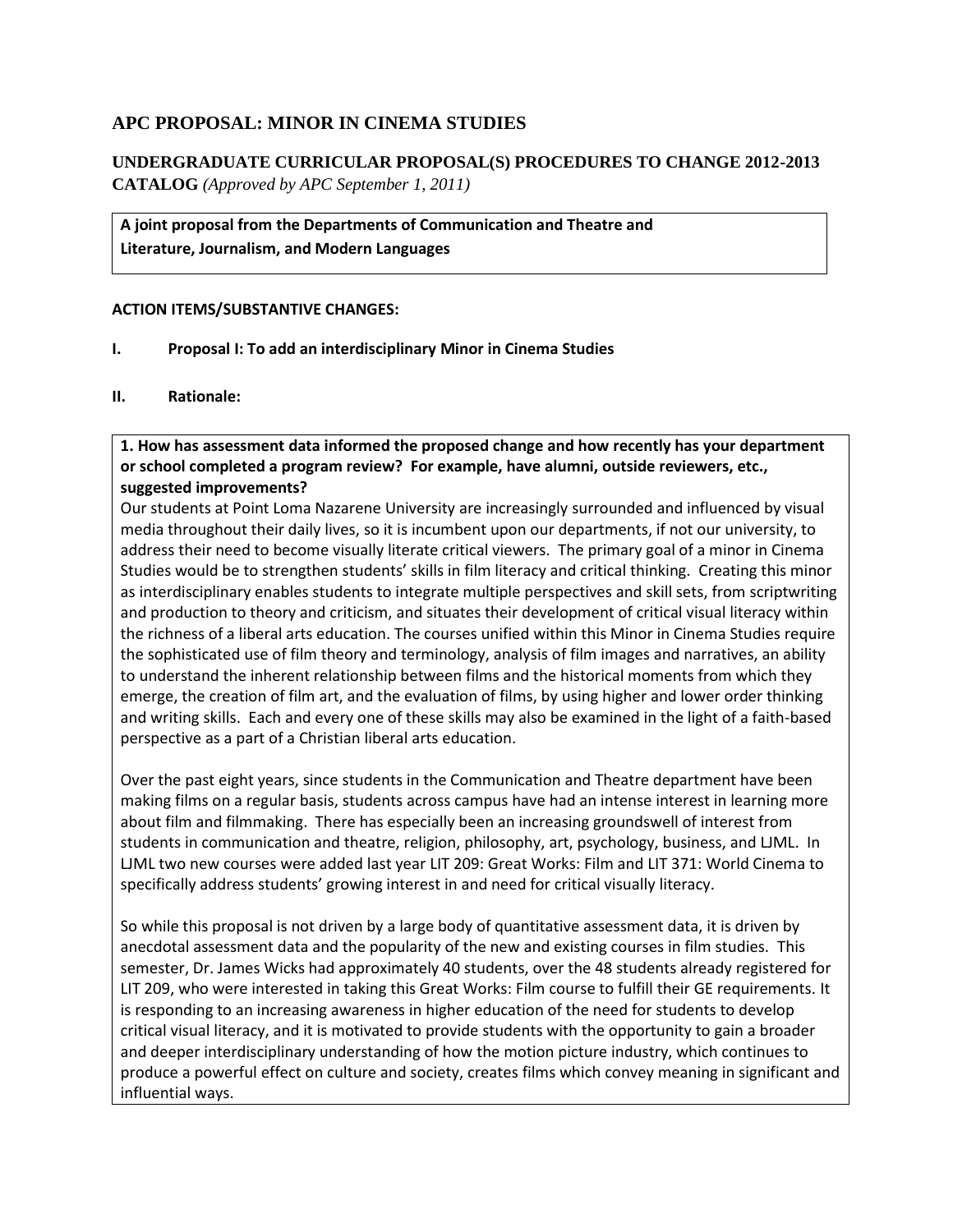## APC PROPOSAL: MINOR IN CINEMA STUDIES

### UNDERGRADUATE CURRICULAR PROPOSAL(S) PROCEDURES TO CHANGE 2012-2013 CATALOG *(Approved by APC September 1, 2011)*

**A joint proposal from the Departments of Communication and Theatre and Literature, Journalism, and Modern Languages**

**ACTION ITEMS/SUBSTANTIVE CHANGES:**

**I. Proposal I: To add an interdisciplinary Minor in Cinema Studies**

**II. Rationale:**

**1. How has assessment data informed the proposed change and how recently has your department or school completed a program review? For example, have alumni, outside reviewers, etc., suggested improvements?**

Our students at Point Loma Nazarene University are increasingly surrounded and influenced by visual media throughout their daily lives, so it is incumbent upon our departments, if not our university, to address their need to become visually literate critical viewers. The primary goal of a minor in Cinema Studies would be to strengthen students' skills in film literacy and critical thinking. Creating this minor as interdisciplinary enables students to integrate multiple perspectives and skill sets, from scriptwriting and production to theory and criticism, and situates their development of critical visual literacy within the richness of a liberal arts education. The courses unified within this Minor in Cinema Studies require the sophisticated use of film theory and terminology, analysis of film images and narratives, an ability to understand the inherent relationship between films and the historical moments from which they emerge, the creation of film art, and the evaluation of films, by using higher and lower order thinking and writing skills. Each and every one of these skills may also be examined in the light of a faith-based perspective as a part of a Christian liberal arts education.

Over the past eight years, since students in the Communication and Theatre department have been making films on a regular basis, students across campus have had an intense interest in learning more about film and filmmaking. There has especially been an increasing groundswell of interest from students in communication and theatre, religion, philosophy, art, psychology, business, and LJML. In LJML two new courses were added last year LIT 209: Great Works: Film and LIT 371: World Cinema to specifically address students' growing interest in and need for critical visually literacy.

So while this proposal is not driven by a large body of quantitative assessment data, it is driven by anecdotal assessment data and the popularity of the new and existing courses in film studies. This semester, Dr. James Wicks had approximately 40 students, over the 48 students already registered for LIT 209, who were interested in taking this Great Works: Film course to fulfill their GE requirements. It is responding to an increasing awareness in higher education of the need for students to develop critical visual literacy, and it is motivated to provide students with the opportunity to gain a broader and deeper interdisciplinary understanding of how the motion picture industry, which continues to produce a powerful effect on culture and society, creates films which convey meaning in significant and influential ways.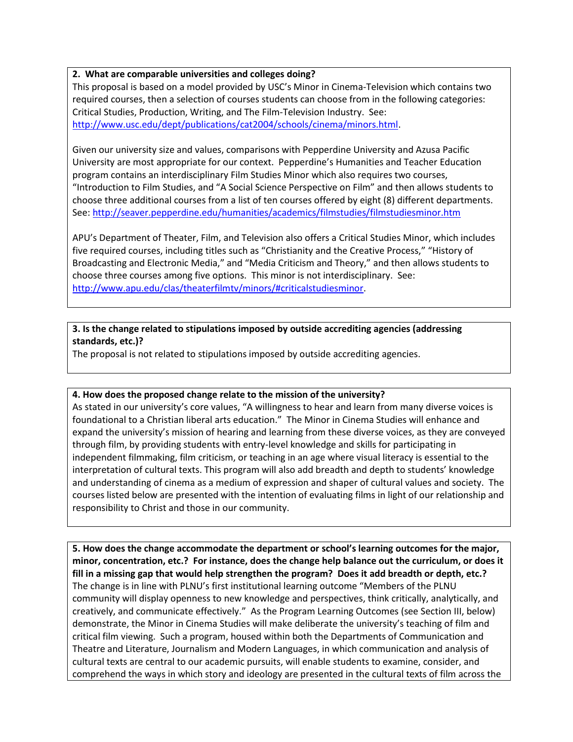**2. What are comparable universities and colleges doing?**

This proposal is based on a model provided by USC's Minor in Cinema-Television which contains two required courses, then a selection of courses students can choose from in the following categories: Critical Studies, Production, Writing, and The Film-Television Industry. See: http://www.usc.edu/dept/publications/cat2004/schools/cinema/minors.html.

Given our university size and values, comparisons with Pepperdine University and Azusa Pacific University are most appropriate for our context. Pepperdine's Humanities and Teacher Education program contains an interdisciplinary Film Studies Minor which also requires two courses, "Introduction to Film Studies, and "A Social Science Perspective on Film" and then allows students to choose three additional courses from a list of ten courses offered by eight (8) different departments. See: http://seaver.pepperdine.edu/humanities/academics/filmstudies/filmstudiesminor.htm

APU's Department of Theater, Film, and Television also offers a Critical Studies Minor, which includes five required courses, including titles such as "Christianity and the Creative Process," "History of Broadcasting and Electronic Media," and "Media Criticism and Theory," and then allows students to choose three courses among five options. This minor is not interdisciplinary. See: http://www.apu.edu/clas/theaterfilmtv/minors/#criticalstudiesminor.

**3. Is the change related to stipulations imposed by outside accrediting agencies (addressing standards, etc.)?**

The proposal is not related to stipulations imposed by outside accrediting agencies.

**4. How does the proposed change relate to the mission of the university?**

As stated in our university's core values, "A willingness to hear and learn from many diverse voices is foundational to a Christian liberal arts education." The Minor in Cinema Studies will enhance and expand the university's mission of hearing and learning from these diverse voices, as they are conveyed through film, by providing students with entry-level knowledge and skills for participating in independent filmmaking, film criticism, or teaching in an age where visual literacy is essential to the interpretation of cultural texts. This program will also add breadth and depth to students' knowledge and understanding of cinema as a medium of expression and shaper of cultural values and society. The courses listed below are presented with the intention of evaluating films in light of our relationship and responsibility to Christ and those in our community.

**5. How does the change accommodate the department or school's learning outcomes for the major, minor, concentration, etc.? For instance, does the change help balance out the curriculum, or does it fill in a missing gap that would help strengthen the program? Does it add breadth or depth, etc.?**

The change is in line with PLNU's first institutional learning outcome "Members of the PLNU community will display openness to new knowledge and perspectives, think critically, analytically, and creatively, and communicate effectively." As the Program Learning Outcomes (see Section III, below) demonstrate, the Minor in Cinema Studies will make deliberate the university's teaching of film and critical film viewing. Such a program, housed within both the Departments of Communication and Theatre and Literature, Journalism and Modern Languages, in which communication and analysis of cultural texts are central to our academic pursuits, will enable students to examine, consider, and comprehend the ways in which story and ideology are presented in the cultural texts of film across the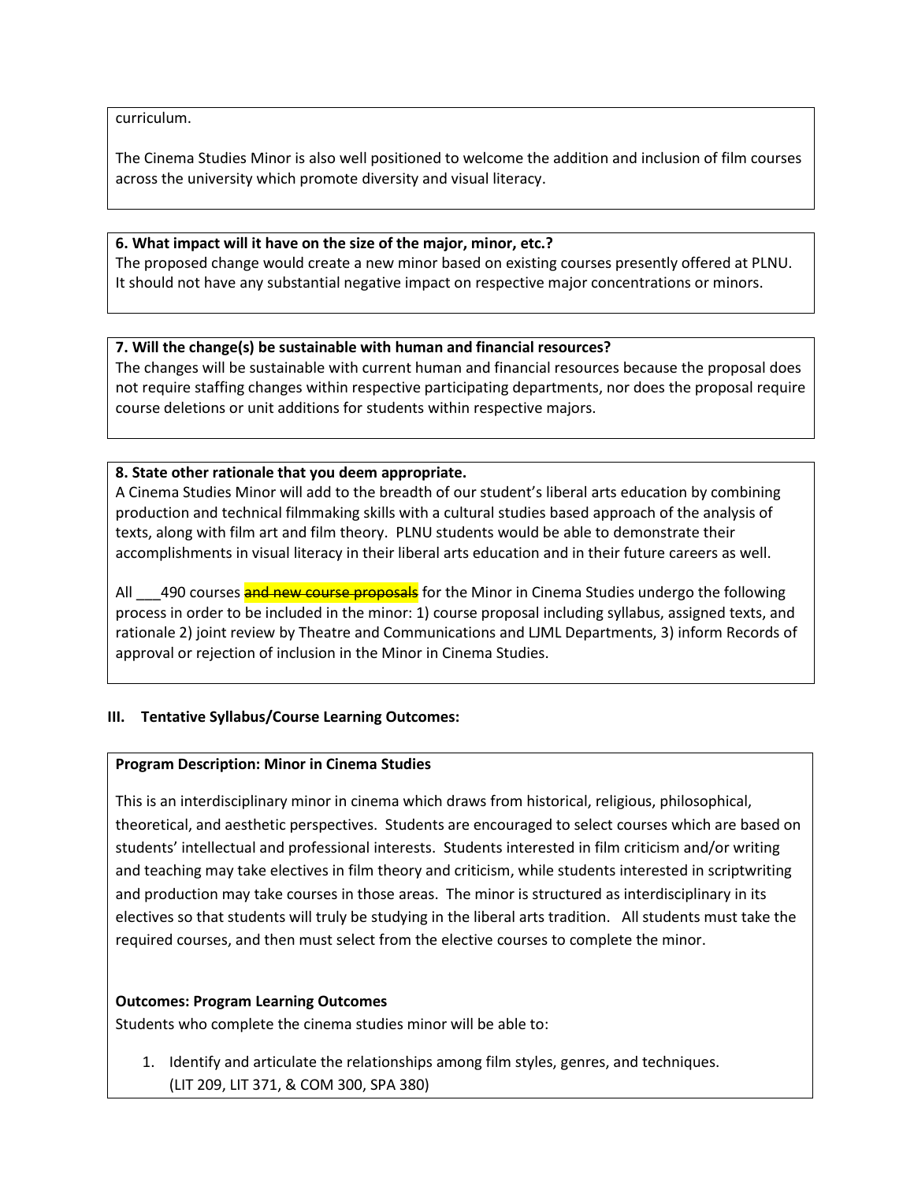curriculum.

The Cinema Studies Minor is also well positioned to welcome the addition and inclusion of film courses across the university which promote diversity and visual literacy.

**6. What impact will it have on the size of the major, minor, etc.?**
The proposed change would create a new minor based on existing courses presently offered at PLNU. It should not have any substantial negative impact on respective major concentrations or minors.

**7. Will the change(s) be sustainable with human and financial resources?**
The changes will be sustainable with current human and financial resources because the proposal does not require staffing changes within respective participating departments, nor does the proposal require course deletions or unit additions for students within respective majors.

**8. State other rationale that you deem appropriate.**
A Cinema Studies Minor will add to the breadth of our student's liberal arts education by combining production and technical filmmaking skills with a cultural studies based approach of the analysis of texts, along with film art and film theory. PLNU students would be able to demonstrate their accomplishments in visual literacy in their liberal arts education and in their future careers as well.

All \_\_\_490 courses ~~and new course proposals~~ for the Minor in Cinema Studies undergo the following process in order to be included in the minor: 1) course proposal including syllabus, assigned texts, and rationale 2) joint review by Theatre and Communications and LJML Departments, 3) inform Records of approval or rejection of inclusion in the Minor in Cinema Studies.

## III. Tentative Syllabus/Course Learning Outcomes:

**Program Description: Minor in Cinema Studies**

This is an interdisciplinary minor in cinema which draws from historical, religious, philosophical, theoretical, and aesthetic perspectives. Students are encouraged to select courses which are based on students' intellectual and professional interests. Students interested in film criticism and/or writing and teaching may take electives in film theory and criticism, while students interested in scriptwriting and production may take courses in those areas. The minor is structured as interdisciplinary in its electives so that students will truly be studying in the liberal arts tradition. All students must take the required courses, and then must select from the elective courses to complete the minor.

**Outcomes: Program Learning Outcomes**
Students who complete the cinema studies minor will be able to:

1. Identify and articulate the relationships among film styles, genres, and techniques. (LIT 209, LIT 371, & COM 300, SPA 380)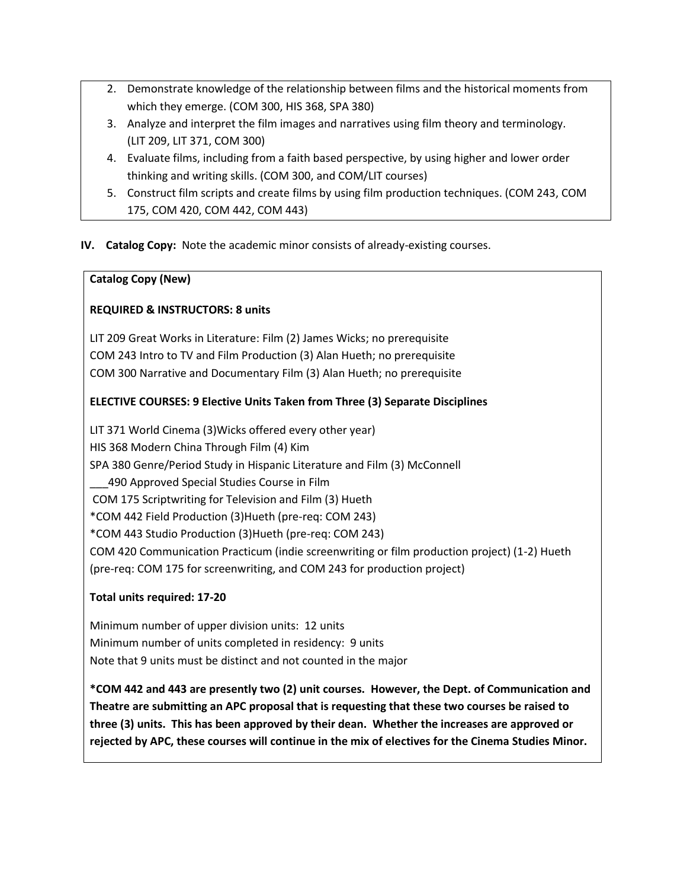2. Demonstrate knowledge of the relationship between films and the historical moments from which they emerge. (COM 300, HIS 368, SPA 380)
3. Analyze and interpret the film images and narratives using film theory and terminology. (LIT 209, LIT 371, COM 300)
4. Evaluate films, including from a faith based perspective, by using higher and lower order thinking and writing skills. (COM 300, and COM/LIT courses)
5. Construct film scripts and create films by using film production techniques. (COM 243, COM 175, COM 420, COM 442, COM 443)

**IV. Catalog Copy:** Note the academic minor consists of already-existing courses.

**Catalog Copy (New)**

**REQUIRED & INSTRUCTORS: 8 units**

LIT 209 Great Works in Literature: Film (2) James Wicks; no prerequisite
COM 243 Intro to TV and Film Production (3) Alan Hueth; no prerequisite
COM 300 Narrative and Documentary Film (3) Alan Hueth; no prerequisite

**ELECTIVE COURSES: 9 Elective Units Taken from Three (3) Separate Disciplines**

LIT 371 World Cinema (3)Wicks offered every other year)
HIS 368 Modern China Through Film (4) Kim
SPA 380 Genre/Period Study in Hispanic Literature and Film (3) McConnell
___490 Approved Special Studies Course in Film
COM 175 Scriptwriting for Television and Film (3) Hueth
*COM 442 Field Production (3)Hueth (pre-req: COM 243)
*COM 443 Studio Production (3)Hueth (pre-req: COM 243)
COM 420 Communication Practicum (indie screenwriting or film production project) (1-2) Hueth (pre-req: COM 175 for screenwriting, and COM 243 for production project)

**Total units required: 17-20**

Minimum number of upper division units: 12 units
Minimum number of units completed in residency: 9 units
Note that 9 units must be distinct and not counted in the major

**\*COM 442 and 443 are presently two (2) unit courses. However, the Dept. of Communication and Theatre are submitting an APC proposal that is requesting that these two courses be raised to three (3) units. This has been approved by their dean. Whether the increases are approved or rejected by APC, these courses will continue in the mix of electives for the Cinema Studies Minor.**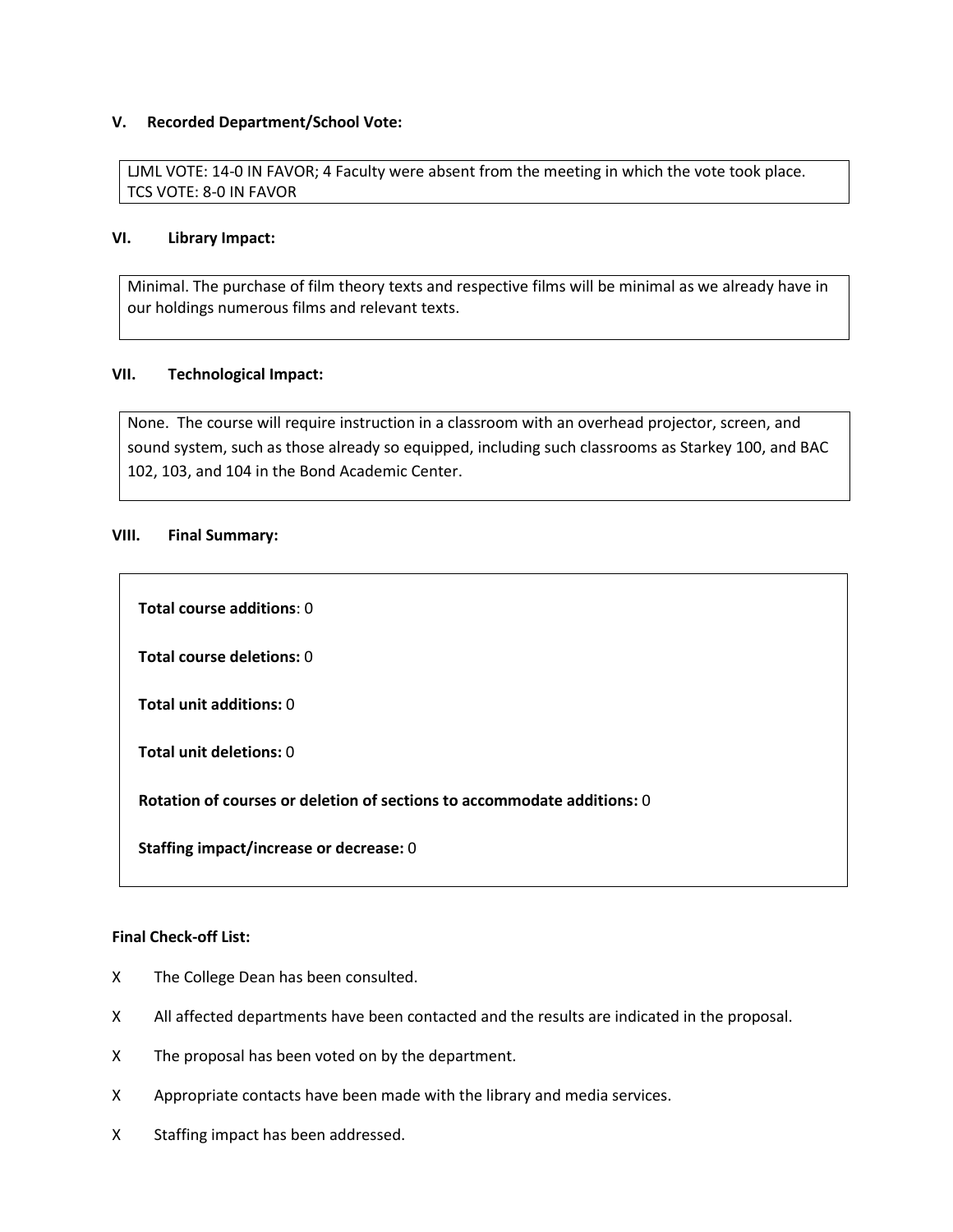### V. Recorded Department/School Vote:

LJML VOTE: 14-0 IN FAVOR; 4 Faculty were absent from the meeting in which the vote took place.
TCS VOTE: 8-0 IN FAVOR

### VI. Library Impact:

Minimal. The purchase of film theory texts and respective films will be minimal as we already have in our holdings numerous films and relevant texts.

### VII. Technological Impact:

None. The course will require instruction in a classroom with an overhead projector, screen, and sound system, such as those already so equipped, including such classrooms as Starkey 100, and BAC 102, 103, and 104 in the Bond Academic Center.

### VIII. Final Summary:

**Total course additions**: 0

**Total course deletions:** 0

**Total unit additions:** 0

**Total unit deletions:** 0

**Rotation of courses or deletion of sections to accommodate additions:** 0

**Staffing impact/increase or decrease:** 0

**Final Check-off List:**

X The College Dean has been consulted.

X All affected departments have been contacted and the results are indicated in the proposal.

X The proposal has been voted on by the department.

X Appropriate contacts have been made with the library and media services.

X Staffing impact has been addressed.